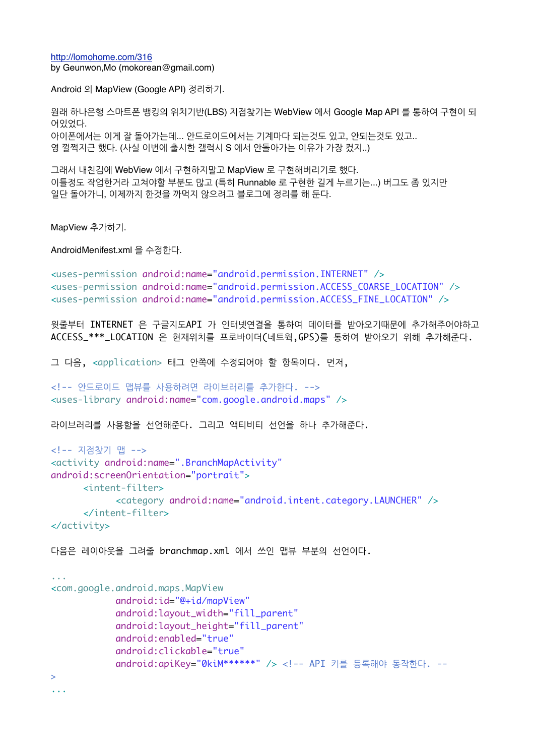http://lomohome.com/316
by Geunwon,Mo (mokorean@gmail.com)

Android 의 MapView (Google API) 정리하기.

원래 하나은행 스마트폰 뱅킹의 위치기반(LBS) 지점찾기는 WebView 에서 Google Map API 를 통하여 구현이 되어있었다.
아이폰에서는 이게 잘 돌아가는데... 안드로이드에서는 기계마다 되는것도 있고, 안되는것도 있고..
영 껄쩍지근 했다. (사실 이번에 출시한 갤럭시 S 에서 안돌아가는 이유가 가장 컸지..)

그래서 내친김에 WebView 에서 구현하지말고 MapView 로 구현해버리기로 했다.
이틀정도 작업한거라 고쳐야할 부분도 많고 (특히 Runnable 로 구현한 길게 누르기는...) 버그도 좀 있지만
일단 돌아가니, 이제까지 한것을 까먹지 않으려고 블로그에 정리를 해 둔다.

MapView 추가하기.

AndroidMenifest.xml 을 수정한다.

```
<uses-permission android:name="android.permission.INTERNET" />
<uses-permission android:name="android.permission.ACCESS_COARSE_LOCATION" />
<uses-permission android:name="android.permission.ACCESS_FINE_LOCATION" />
```

윗줄부터 INTERNET 은 구글지도API 가 인터넷연결을 통하여 데이터를 받아오기때문에 추가해주어야하고
ACCESS_***_LOCATION 은 현재위치를 프로바이더(네트웍,GPS)를 통하여 받아오기 위해 추가해준다.

그 다음, <application> 태그 안쪽에 수정되어야 할 항목이다. 먼저,

```
<!-- 안드로이드 맵뷰를 사용하려면 라이브러리를 추가한다. -->
<uses-library android:name="com.google.android.maps" />
```

라이브러리를 사용함을 선언해준다. 그리고 액티비티 선언을 하나 추가해준다.

```
<!-- 지점찾기 맵 -->
<activity android:name=".BranchMapActivity"
android:screenOrientation="portrait">
      <intent-filter>
            <category android:name="android.intent.category.LAUNCHER" />
      </intent-filter>
</activity>
```

다음은 레이아웃을 그려줄 branchmap.xml 에서 쓰인 맵뷰 부분의 선언이다.

```
...
<com.google.android.maps.MapView
            android:id="@+id/mapView"
            android:layout_width="fill_parent"
            android:layout_height="fill_parent"
            android:enabled="true"
            android:clickable="true"
            android:apiKey="0kiM******" /> <!-- API 키를 등록해야 동작한다. --
>
...
```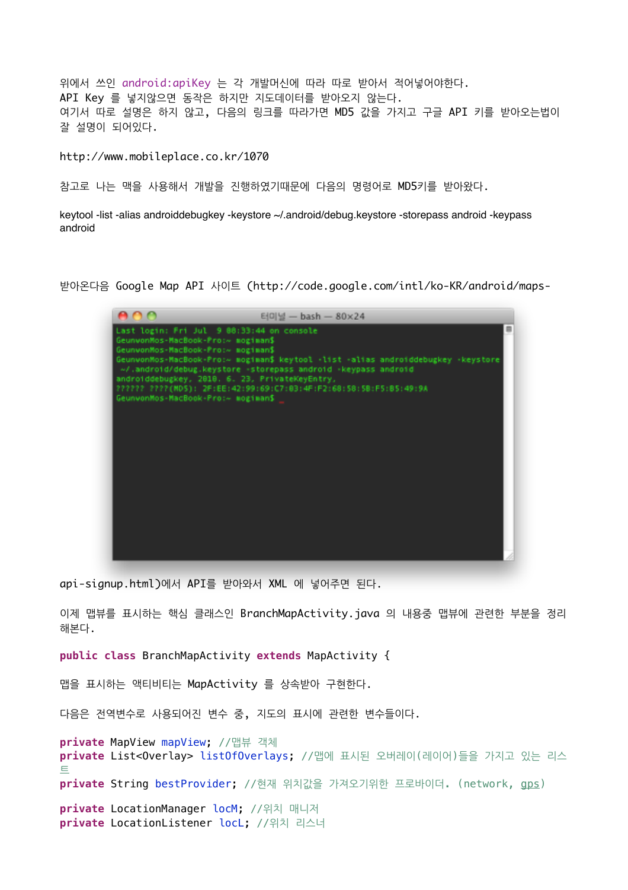위에서 쓰인 `android:apiKey` 는 각 개발머신에 따라 따로 받아서 적어넣어야한다.
API Key 를 넣지않으면 동작은 하지만 지도데이터를 받아오지 않는다.
여기서 따로 설명은 하지 않고, 다음의 링크를 따라가면 MD5 값을 가지고 구글 API 키를 받아오는법이 잘 설명이 되어있다.

http://www.mobileplace.co.kr/1070

참고로 나는 맥을 사용해서 개발을 진행하였기때문에 다음의 명령어로 MD5키를 받아왔다.

keytool -list -alias androiddebugkey -keystore ~/.android/debug.keystore -storepass android -keypass android

받아온다음 Google Map API 사이트 (http://code.google.com/intl/ko-KR/android/maps-api-signup.html)에서 API를 받아와서 XML 에 넣어주면 된다.

```
Last login: Fri Jul  9 08:33:44 on console
GeunwonMos-MacBook-Pro:~ mogiman$
GeunwonMos-MacBook-Pro:~ mogiman$
GeunwonMos-MacBook-Pro:~ mogiman$ keytool -list -alias androiddebugkey -keystore ~/.android/debug.keystore -storepass android -keypass android
androiddebugkey, 2010. 6. 23, PrivateKeyEntry,
?????? ????(MD5): 2F:EE:42:99:69:C7:03:4F:F2:68:58:5B:F5:B5:49:9A
GeunwonMos-MacBook-Pro:~ mogiman$
```

이제 맵뷰를 표시하는 핵심 클래스인 BranchMapActivity.java 의 내용중 맵뷰에 관련한 부분을 정리해본다.

```java
public class BranchMapActivity extends MapActivity {
```

맵을 표시하는 액티비티는 MapActivity 를 상속받아 구현한다.

다음은 전역변수로 사용되어진 변수 중, 지도의 표시에 관련한 변수들이다.

```java
private MapView mapView; //맵뷰 객체
private List<Overlay> listOfOverlays; //맵에 표시된 오버레이(레이어)들을 가지고 있는 리스트
private String bestProvider; //현재 위치값을 가져오기위한 프로바이더. (network, gps)

private LocationManager locM; //위치 매니저
private LocationListener locL; //위치 리스너
```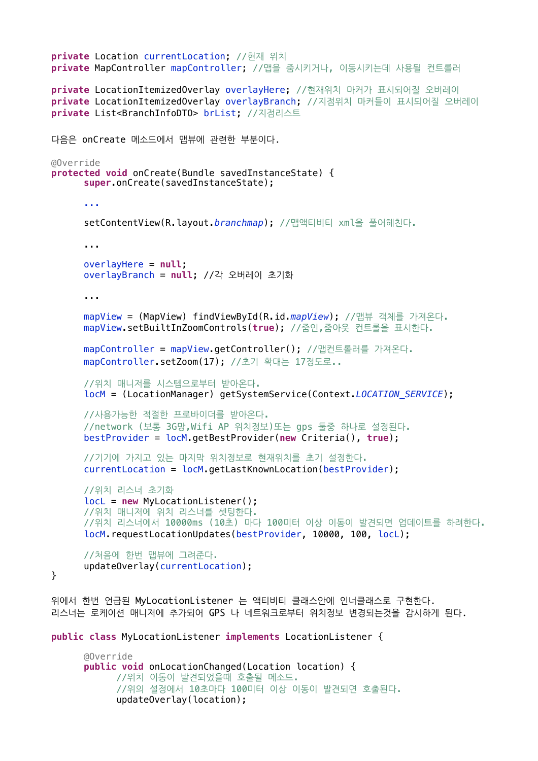```
private Location currentLocation; //현재 위치
private MapController mapController; //맵을 줌시키거나, 이동시키는데 사용될 컨트롤러

private LocationItemizedOverlay overlayHere; //현재위치 마커가 표시되어질 오버레이
private LocationItemizedOverlay overlayBranch; //지점위치 마커들이 표시되어질 오버레이
private List<BranchInfoDTO> brList; //지점리스트
```

다음은 onCreate 메소드에서 맵뷰에 관련한 부분이다.

```
@Override
protected void onCreate(Bundle savedInstanceState) {
      super.onCreate(savedInstanceState);

      ...

      setContentView(R.layout.branchmap); //맵액티비티 xml을 풀어헤친다.

      ...

      overlayHere = null;
      overlayBranch = null; //각 오버레이 초기화

      ...

      mapView = (MapView) findViewById(R.id.mapView); //맵뷰 객체를 가져온다.
      mapView.setBuiltInZoomControls(true); //줌인,줌아웃 컨트롤을 표시한다.

      mapController = mapView.getController(); //맵컨트롤러를 가져온다.
      mapController.setZoom(17); //초기 확대는 17정도로..

      //위치 매니저를 시스템으로부터 받아온다.
      locM = (LocationManager) getSystemService(Context.LOCATION_SERVICE);

      //사용가능한 적절한 프로바이더를 받아온다.
      //network (보통 3G망,Wifi AP 위치정보)또는 gps 둘중 하나로 설정된다.
      bestProvider = locM.getBestProvider(new Criteria(), true);

      //기기에 가지고 있는 마지막 위치정보로 현재위치를 초기 설정한다.
      currentLocation = locM.getLastKnownLocation(bestProvider);

      //위치 리스너 초기화
      locL = new MyLocationListener();
      //위치 매니저에 위치 리스너를 셋팅한다.
      //위치 리스너에서 10000ms (10초) 마다 100미터 이상 이동이 발견되면 업데이트를 하려한다.
      locM.requestLocationUpdates(bestProvider, 10000, 100, locL);

      //처음에 한번 맵뷰에 그려준다.
      updateOverlay(currentLocation);
}
```

위에서 한번 언급된 MyLocationListener 는 액티비티 클래스안에 인너클래스로 구현한다.
리스너는 로케이션 매니저에 추가되어 GPS 나 네트워크로부터 위치정보 변경되는것을 감시하게 된다.

```
public class MyLocationListener implements LocationListener {

      @Override
      public void onLocationChanged(Location location) {
            //위치 이동이 발견되었을때 호출될 메소드.
            //위의 설정에서 10초마다 100미터 이상 이동이 발견되면 호출된다.
            updateOverlay(location);
```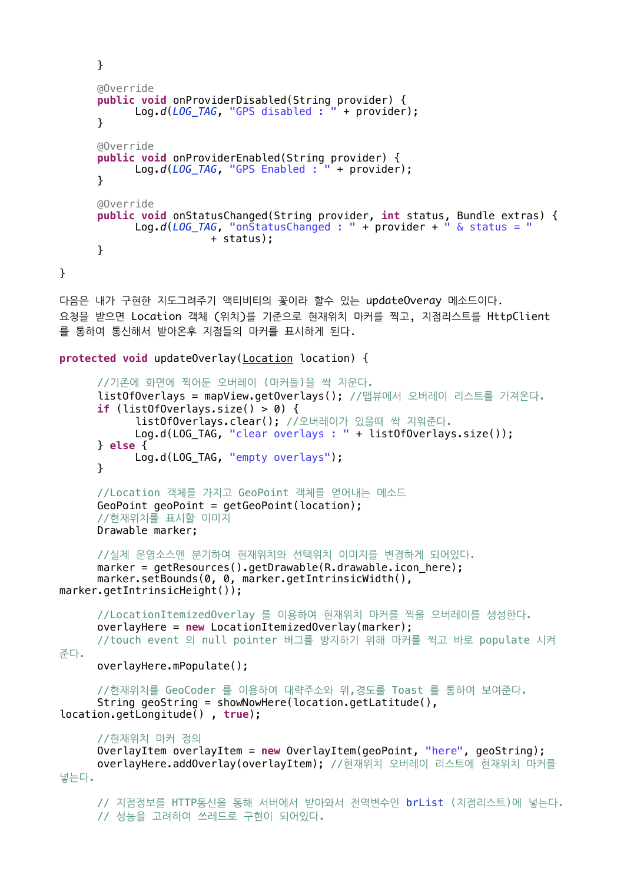```java
	}

	@Override
	public void onProviderDisabled(String provider) {
		Log.d(LOG_TAG, "GPS disabled : " + provider);
	}

	@Override
	public void onProviderEnabled(String provider) {
		Log.d(LOG_TAG, "GPS Enabled : " + provider);
	}

	@Override
	public void onStatusChanged(String provider, int status, Bundle extras) {
		Log.d(LOG_TAG, "onStatusChanged : " + provider + " & status = "
				+ status);
	}

}
```

다음은 내가 구현한 지도그려주기 액티비티의 꽃이라 할수 있는 updateOveray 메소드이다.
요청을 받으면 Location 객체 (위치)를 기준으로 현재위치 마커를 찍고, 지점리스트를 HttpClient 를 통하여 통신해서 받아온후 지점들의 마커를 표시하게 된다.

```java
protected void updateOverlay(Location location) {

	//기존에 화면에 찍어둔 오버레이 (마커들)을 싹 지운다.
	listOfOverlays = mapView.getOverlays(); //맵뷰에서 오버레이 리스트를 가져온다.
	if (listOfOverlays.size() > 0) {
		listOfOverlays.clear(); //오버레이가 있을때 싹 지워준다.
		Log.d(LOG_TAG, "clear overlays : " + listOfOverlays.size());
	} else {
		Log.d(LOG_TAG, "empty overlays");
	}

	//Location 객체를 가지고 GeoPoint 객체를 얻어내는 메소드
	GeoPoint geoPoint = getGeoPoint(location);
	//현재위치를 표시할 이미지
	Drawable marker;

	//실제 운영소스엔 분기하여 현재위치와 선택위치 이미지를 변경하게 되어있다.
	marker = getResources().getDrawable(R.drawable.icon_here);
	marker.setBounds(0, 0, marker.getIntrinsicWidth(),
marker.getIntrinsicHeight());

	//LocationItemizedOverlay 를 이용하여 현재위치 마커를 찍을 오버레이를 생성한다.
	overlayHere = new LocationItemizedOverlay(marker);
	//touch event 의 null pointer 버그를 방지하기 위해 마커를 찍고 바로 populate 시켜
준다.
	overlayHere.mPopulate();

	//현재위치를 GeoCoder 를 이용하여 대략주소와 위,경도를 Toast 를 통하여 보여준다.
	String geoString = showNowHere(location.getLatitude(),
location.getLongitude() , true);

	//현재위치 마커 정의
	OverlayItem overlayItem = new OverlayItem(geoPoint, "here", geoString);
	overlayHere.addOverlay(overlayItem); //현재위치 오버레이 리스트에 현재위치 마커를
넣는다.

	// 지점정보를 HTTP통신을 통해 서버에서 받아와서 전역변수인 brList (지점리스트)에 넣는다.
	// 성능을 고려하여 쓰레드로 구현이 되어있다.
```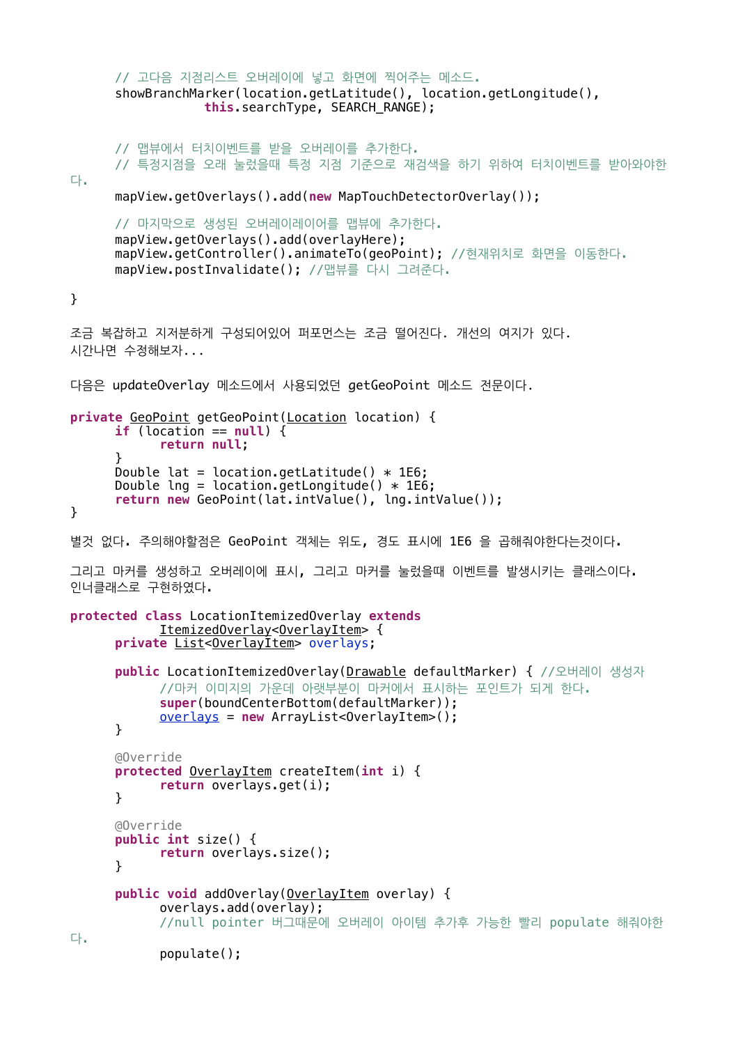```
    // 고다음 지점리스트 오버레이에 넣고 화면에 찍어주는 메소드.
    showBranchMarker(location.getLatitude(), location.getLongitude(),
            this.searchType, SEARCH_RANGE);


    // 맵뷰에서 터치이벤트를 받을 오버레이를 추가한다.
    // 특정지점을 오래 눌렀을때 특정 지점 기준으로 재검색을 하기 위하여 터치이벤트를 받아와야한
다.
    mapView.getOverlays().add(new MapTouchDetectorOverlay());

    // 마지막으로 생성된 오버레이레이어를 맵뷰에 추가한다.
    mapView.getOverlays().add(overlayHere);
    mapView.getController().animateTo(geoPoint); //현재위치로 화면을 이동한다.
    mapView.postInvalidate(); //맵뷰를 다시 그려준다.

}
```

조금 복잡하고 지저분하게 구성되어있어 퍼포먼스는 조금 떨어진다. 개선의 여지가 있다.
시간나면 수정해보자...

다음은 updateOverlay 메소드에서 사용되었던 getGeoPoint 메소드 전문이다.

```
private GeoPoint getGeoPoint(Location location) {
    if (location == null) {
        return null;
    }
    Double lat = location.getLatitude() * 1E6;
    Double lng = location.getLongitude() * 1E6;
    return new GeoPoint(lat.intValue(), lng.intValue());
}
```

별것 없다. 주의해야할점은 GeoPoint 객체는 위도, 경도 표시에 1E6 을 곱해줘야한다는것이다.

그리고 마커를 생성하고 오버레이에 표시, 그리고 마커를 눌렀을때 이벤트를 발생시키는 클래스이다.
인너클래스로 구현하였다.

```
protected class LocationItemizedOverlay extends
        ItemizedOverlay<OverlayItem> {
    private List<OverlayItem> overlays;

    public LocationItemizedOverlay(Drawable defaultMarker) { //오버레이 생성자
        //마커 이미지의 가운데 아랫부분이 마커에서 표시하는 포인트가 되게 한다.
        super(boundCenterBottom(defaultMarker));
        overlays = new ArrayList<OverlayItem>();
    }

    @Override
    protected OverlayItem createItem(int i) {
        return overlays.get(i);
    }

    @Override
    public int size() {
        return overlays.size();
    }

    public void addOverlay(OverlayItem overlay) {
        overlays.add(overlay);
        //null pointer 버그때문에 오버레이 아이템 추가후 가능한 빨리 populate 해줘야한
다.
        populate();
```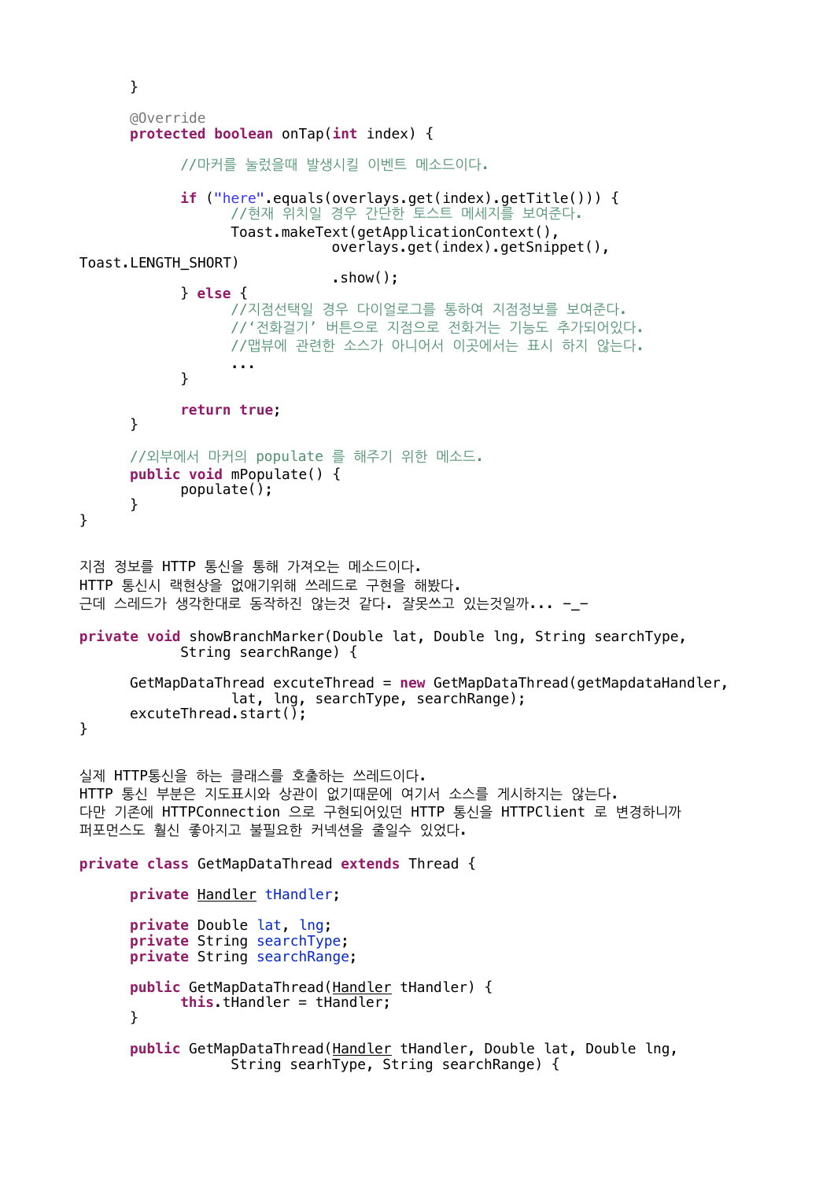```java
	}

	@Override
	protected boolean onTap(int index) {

		//마커를 눌렀을때 발생시킬 이벤트 메소드이다.

		if ("here".equals(overlays.get(index).getTitle())) {
			//현재 위치일 경우 간단한 토스트 메세지를 보여준다.
			Toast.makeText(getApplicationContext(),
					overlays.get(index).getSnippet(),
Toast.LENGTH_SHORT)
					.show();
		} else {
			//지점선택일 경우 다이얼로그를 통하여 지점정보를 보여준다.
			//'전화걸기' 버튼으로 지점으로 전화거는 기능도 추가되어있다.
			//맵뷰에 관련한 소스가 아니어서 이곳에서는 표시 하지 않는다.
			...
		}

		return true;
	}

	//외부에서 마커의 populate 를 해주기 위한 메소드.
	public void mPopulate() {
		populate();
	}
}
```

지점 정보를 HTTP 통신을 통해 가져오는 메소드이다.
HTTP 통신시 랙현상을 없애기위해 쓰레드로 구현을 해봤다.
근데 스레드가 생각한대로 동작하진 않는것 같다. 잘못쓰고 있는것일까... -_-

```java
private void showBranchMarker(Double lat, Double lng, String searchType,
		String searchRange) {

	GetMapDataThread excuteThread = new GetMapDataThread(getMapdataHandler,
			lat, lng, searchType, searchRange);
	excuteThread.start();
}
```

실제 HTTP통신을 하는 클래스를 호출하는 쓰레드이다.
HTTP 통신 부분은 지도표시와 상관이 없기때문에 여기서 소스를 게시하지는 않는다.
다만 기존에 HTTPConnection 으로 구현되어있던 HTTP 통신을 HTTPClient 로 변경하니까
퍼포먼스도 훨신 좋아지고 불필요한 커넥션을 줄일수 있었다.

```java
private class GetMapDataThread extends Thread {

	private Handler tHandler;

	private Double lat, lng;
	private String searchType;
	private String searchRange;

	public GetMapDataThread(Handler tHandler) {
		this.tHandler = tHandler;
	}

	public GetMapDataThread(Handler tHandler, Double lat, Double lng,
			String searhType, String searchRange) {
```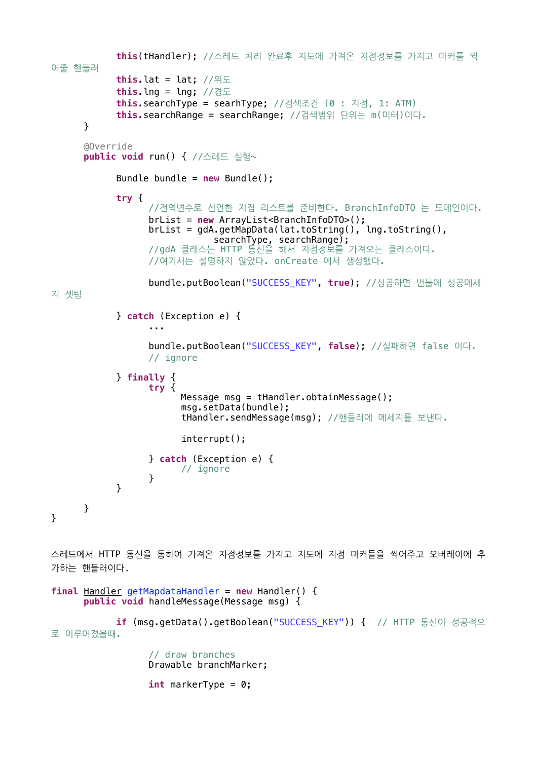```java
        this(tHandler); //스레드 처리 완료후 지도에 가져온 지점정보를 가지고 마커를 찍어줄 핸들러
        this.lat = lat; //위도
        this.lng = lng; //경도
        this.searchType = searhType; //검색조건 (0 : 지점, 1: ATM)
        this.searchRange = searchRange; //검색범위 단위는 m(미터)이다.
    }

    @Override
    public void run() { //스레드 실행~

        Bundle bundle = new Bundle();

        try {
            //전역변수로 선언한 지점 리스트를 준비한다. BranchInfoDTO 는 도메인이다.
            brList = new ArrayList<BranchInfoDTO>();
            brList = gdA.getMapData(lat.toString(), lng.toString(),
                    searchType, searchRange);
            //gdA 클래스는 HTTP 통신을 해서 지점정보를 가져오는 클래스이다.
            //여기서는 설명하지 않았다. onCreate 에서 생성했다.

            bundle.putBoolean("SUCCESS_KEY", true); //성공하면 번들에 성공메세지 셋팅

        } catch (Exception e) {
            ...

            bundle.putBoolean("SUCCESS_KEY", false); //실패하면 false 이다.
            // ignore

        } finally {
            try {
                Message msg = tHandler.obtainMessage();
                msg.setData(bundle);
                tHandler.sendMessage(msg); //핸들러에 메세지를 보낸다.

                interrupt();

            } catch (Exception e) {
                // ignore
            }
        }

    }
}
```

스레드에서 HTTP 통신을 통하여 가져온 지점정보를 가지고 지도에 지점 마커들을 찍어주고 오버레이에 추가하는 핸들러이다.

```java
final Handler getMapdataHandler = new Handler() {
    public void handleMessage(Message msg) {

        if (msg.getData().getBoolean("SUCCESS_KEY")) {  // HTTP 통신이 성공적으로 이루어졌을때.

            // draw branches
            Drawable branchMarker;

            int markerType = 0;
```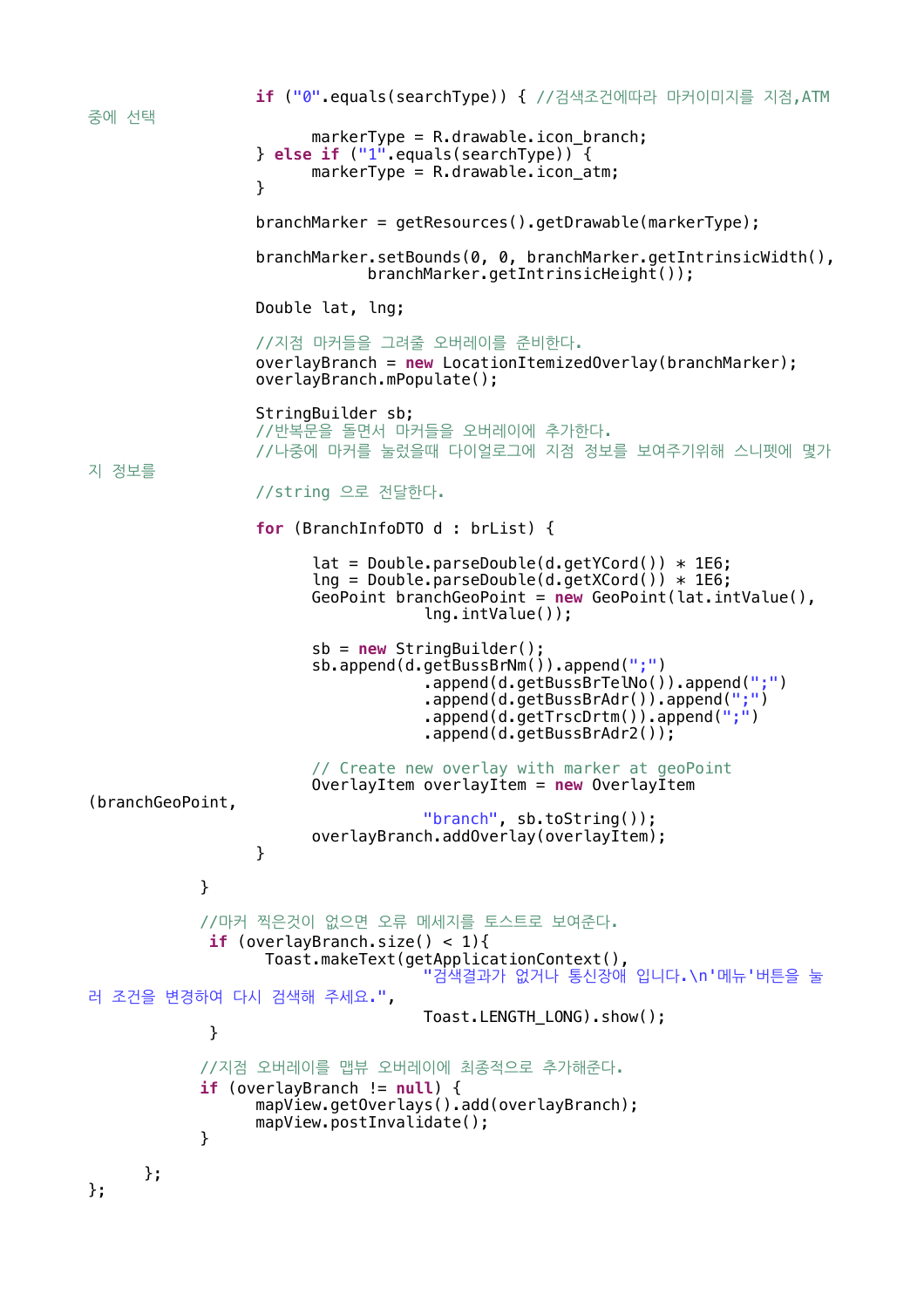```java
                    if ("0".equals(searchType)) { //검색조건에따라 마커이미지를 지점,ATM 중에 선택
                          markerType = R.drawable.icon_branch;
                    } else if ("1".equals(searchType)) {
                          markerType = R.drawable.icon_atm;
                    }

                    branchMarker = getResources().getDrawable(markerType);

                    branchMarker.setBounds(0, 0, branchMarker.getIntrinsicWidth(),
                                branchMarker.getIntrinsicHeight());

                    Double lat, lng;

                    //지점 마커들을 그려줄 오버레이를 준비한다.
                    overlayBranch = new LocationItemizedOverlay(branchMarker);
                    overlayBranch.mPopulate();

                    StringBuilder sb;
                    //반복문을 돌면서 마커들을 오버레이에 추가한다.
                    //나중에 마커를 눌렀을때 다이얼로그에 지점 정보를 보여주기위해 스니펫에 몇가지 정보를

                    //string 으로 전달한다.

                    for (BranchInfoDTO d : brList) {

                          lat = Double.parseDouble(d.getYCord()) * 1E6;
                          lng = Double.parseDouble(d.getXCord()) * 1E6;
                          GeoPoint branchGeoPoint = new GeoPoint(lat.intValue(),
                                      lng.intValue());

                          sb = new StringBuilder();
                          sb.append(d.getBussBrNm()).append(";")
                                      .append(d.getBussBrTelNo()).append(";")
                                      .append(d.getBussBrAdr()).append(";")
                                      .append(d.getTrscDrtm()).append(";")
                                      .append(d.getBussBrAdr2());

                          // Create new overlay with marker at geoPoint
                          OverlayItem overlayItem = new OverlayItem
(branchGeoPoint,
                                      "branch", sb.toString());
                          overlayBranch.addOverlay(overlayItem);
                    }

              }

              //마커 찍은것이 없으면 오류 메세지를 토스트로 보여준다.
               if (overlayBranch.size() < 1){
                     Toast.makeText(getApplicationContext(),
                                      "검색결과가 없거나 통신장애 입니다.\n'메뉴'버튼을 눌러 조건을 변경하여 다시 검색해 주세요.",
                                      Toast.LENGTH_LONG).show();
               }

              //지점 오버레이를 맵뷰 오버레이에 최종적으로 추가해준다.
              if (overlayBranch != null) {
                    mapView.getOverlays().add(overlayBranch);
                    mapView.postInvalidate();
              }

        };
};
```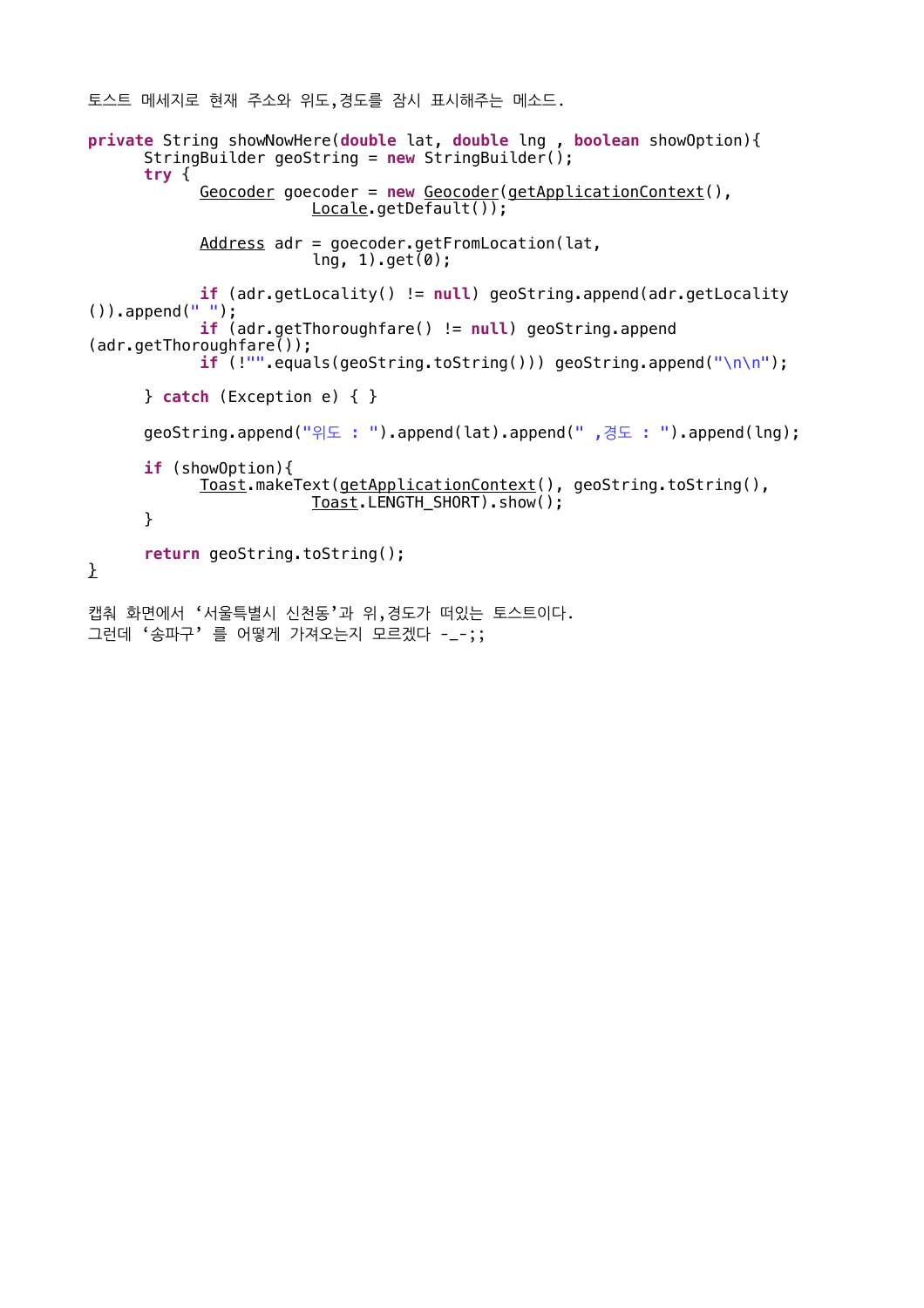토스트 메세지로 현재 주소와 위도,경도를 잠시 표시해주는 메소드.

```
private String showNowHere(double lat, double lng , boolean showOption){
      StringBuilder geoString = new StringBuilder();
      try {
            Geocoder goecoder = new Geocoder(getApplicationContext(),
                        Locale.getDefault());

            Address adr = goecoder.getFromLocation(lat,
                        lng, 1).get(0);

            if (adr.getLocality() != null) geoString.append(adr.getLocality
()).append(" ");
            if (adr.getThoroughfare() != null) geoString.append
(adr.getThoroughfare());
            if (!"".equals(geoString.toString())) geoString.append("\n\n");

      } catch (Exception e) { }

      geoString.append("위도 : ").append(lat).append(" ,경도 : ").append(lng);

      if (showOption){
            Toast.makeText(getApplicationContext(), geoString.toString(),
                        Toast.LENGTH_SHORT).show();
      }

      return geoString.toString();
}
```

캡춰 화면에서 '서울특별시 신천동'과 위,경도가 떠있는 토스트이다.
그런데 '송파구' 를 어떻게 가져오는지 모르겠다 -_-;;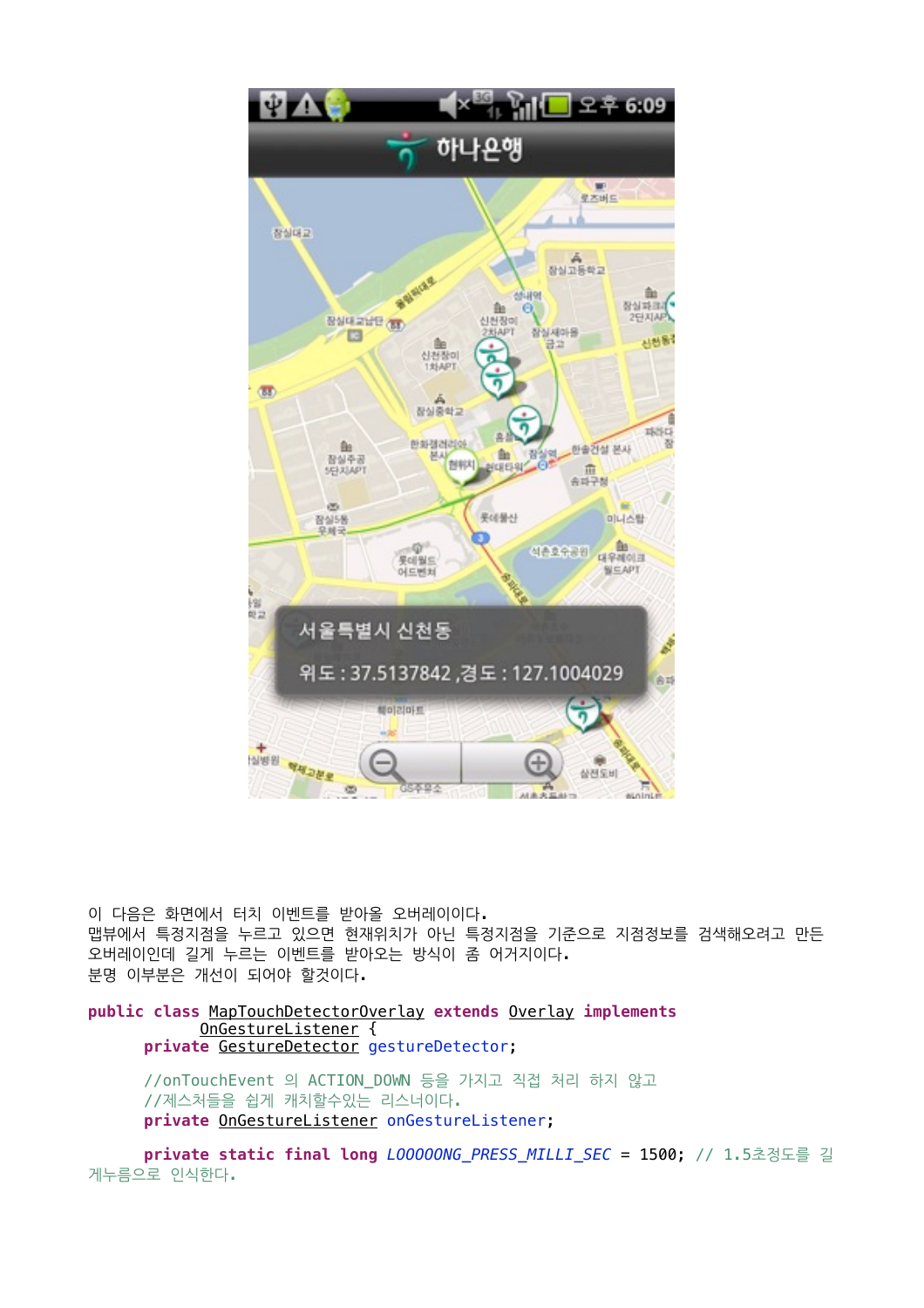이 다음은 화면에서 터치 이벤트를 받아올 오버레이이다.
맵뷰에서 특정지점을 누르고 있으면 현재위치가 아닌 특정지점을 기준으로 지점정보를 검색해오려고 만든 오버레이인데 길게 누르는 이벤트를 받아오는 방식이 좀 어거지이다.
분명 이부분은 개선이 되어야 할것이다.

```
public class MapTouchDetectorOverlay extends Overlay implements
        OnGestureListener {
    private GestureDetector gestureDetector;

    //onTouchEvent 의 ACTION_DOWN 등을 가지고 직접 처리 하지 않고
    //제스처들을 쉽게 캐치할수있는 리스너이다.
    private OnGestureListener onGestureListener;

    private static final long LOOOOONG_PRESS_MILLI_SEC = 1500; // 1.5초정도를 길게누름으로 인식한다.
```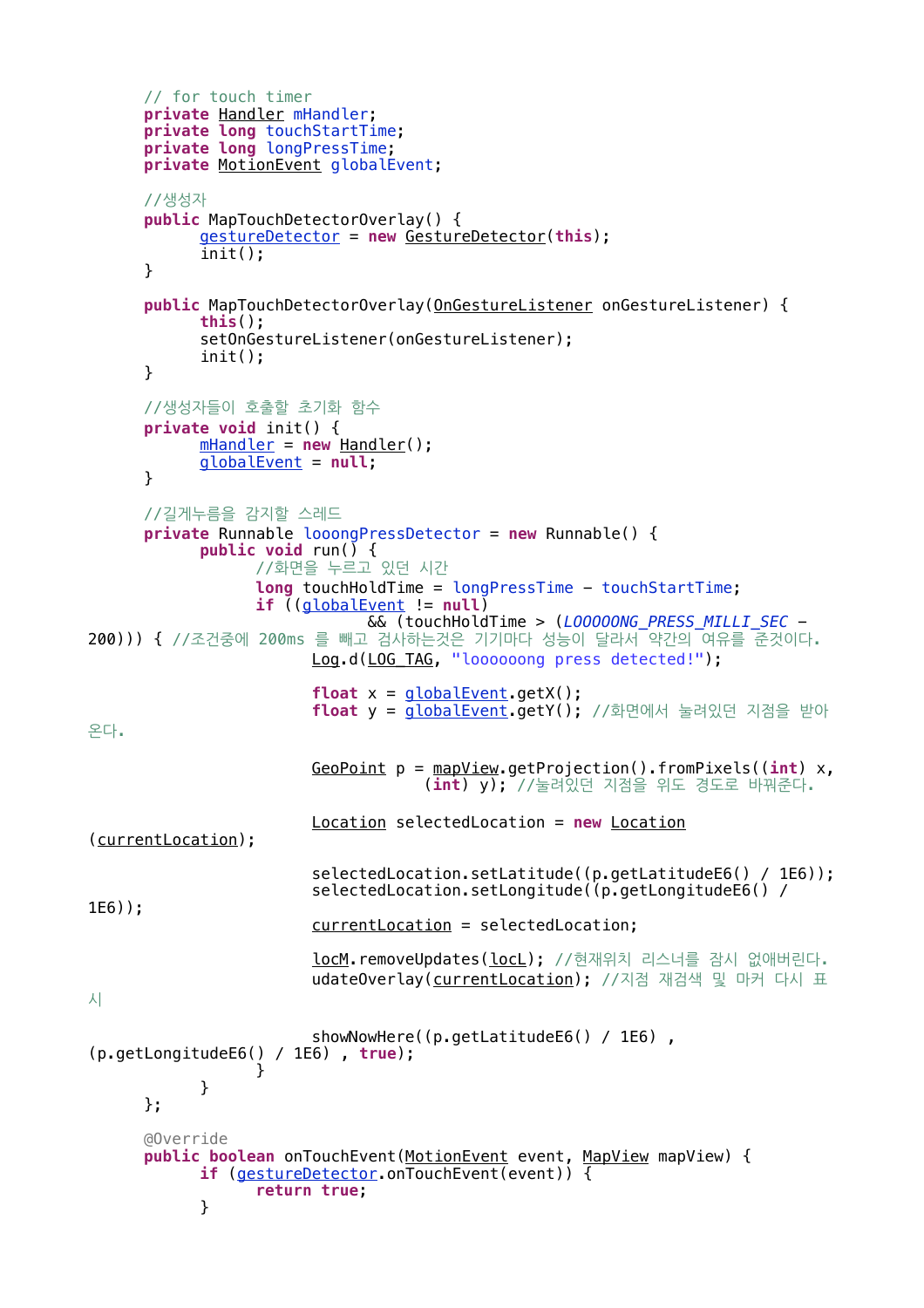```java
	// for touch timer
	private Handler mHandler;
	private long touchStartTime;
	private long longPressTime;
	private MotionEvent globalEvent;

	//생성자
	public MapTouchDetectorOverlay() {
		gestureDetector = new GestureDetector(this);
		init();
	}

	public MapTouchDetectorOverlay(OnGestureListener onGestureListener) {
		this();
		setOnGestureListener(onGestureListener);
		init();
	}

	//생성자들이 호출할 초기화 함수
	private void init() {
		mHandler = new Handler();
		globalEvent = null;
	}

	//길게누름을 감지할 스레드
	private Runnable looongPressDetector = new Runnable() {
		public void run() {
			//화면을 누르고 있던 시간
			long touchHoldTime = longPressTime - touchStartTime;
			if ((globalEvent != null)
					&& (touchHoldTime > (LOOOOONG_PRESS_MILLI_SEC -
200))) { //조건중에 200ms 를 빼고 검사하는것은 기기마다 성능이 달라서 약간의 여유를 준것이다.
				Log.d(LOG_TAG, "looooooong press detected!");

				float x = globalEvent.getX();
				float y = globalEvent.getY(); //화면에서 눌려있던 지점을 받아
온다.

				GeoPoint p = mapView.getProjection().fromPixels((int) x,
						(int) y); //눌려있던 지점을 위도 경도로 바꿔준다.

				Location selectedLocation = new Location
(currentLocation);

				selectedLocation.setLatitude((p.getLatitudeE6() / 1E6));
				selectedLocation.setLongitude((p.getLongitudeE6() /
1E6));
				currentLocation = selectedLocation;

				locM.removeUpdates(locL); //현재위치 리스너를 잠시 없애버린다.
				udateOverlay(currentLocation); //지점 재검색 및 마커 다시 표
시

				showNowHere((p.getLatitudeE6() / 1E6) ,
(p.getLongitudeE6() / 1E6) , true);
			}
		}
	};

	@Override
	public boolean onTouchEvent(MotionEvent event, MapView mapView) {
		if (gestureDetector.onTouchEvent(event)) {
			return true;
		}
```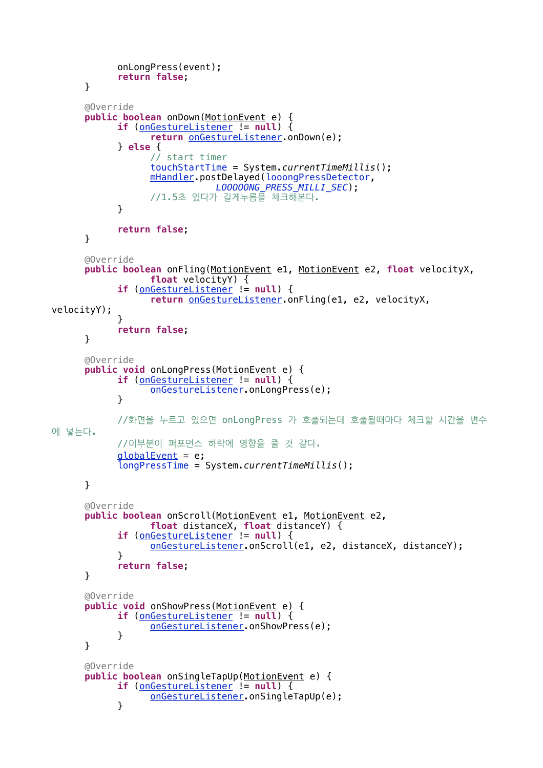```java
            onLongPress(event);
            return false;
      }

      @Override
      public boolean onDown(MotionEvent e) {
            if (onGestureListener != null) {
                  return onGestureListener.onDown(e);
            } else {
                  // start timer
                  touchStartTime = System.currentTimeMillis();
                  mHandler.postDelayed(looongPressDetector,
                              LOOOOONG_PRESS_MILLI_SEC);
                  //1.5초 있다가 길게누름을 체크해본다.
            }

            return false;
      }

      @Override
      public boolean onFling(MotionEvent e1, MotionEvent e2, float velocityX,
                  float velocityY) {
            if (onGestureListener != null) {
                  return onGestureListener.onFling(e1, e2, velocityX,
velocityY);
            }
            return false;
      }

      @Override
      public void onLongPress(MotionEvent e) {
            if (onGestureListener != null) {
                  onGestureListener.onLongPress(e);
            }

            //화면을 누르고 있으면 onLongPress 가 호출되는데 호출될때마다 체크할 시간을 변수
에 넣는다.
            //이부분이 퍼포먼스 하락에 영향을 줄 것 같다.
            globalEvent = e;
            longPressTime = System.currentTimeMillis();

      }

      @Override
      public boolean onScroll(MotionEvent e1, MotionEvent e2,
                  float distanceX, float distanceY) {
            if (onGestureListener != null) {
                  onGestureListener.onScroll(e1, e2, distanceX, distanceY);
            }
            return false;
      }

      @Override
      public void onShowPress(MotionEvent e) {
            if (onGestureListener != null) {
                  onGestureListener.onShowPress(e);
            }
      }

      @Override
      public boolean onSingleTapUp(MotionEvent e) {
            if (onGestureListener != null) {
                  onGestureListener.onSingleTapUp(e);
            }
```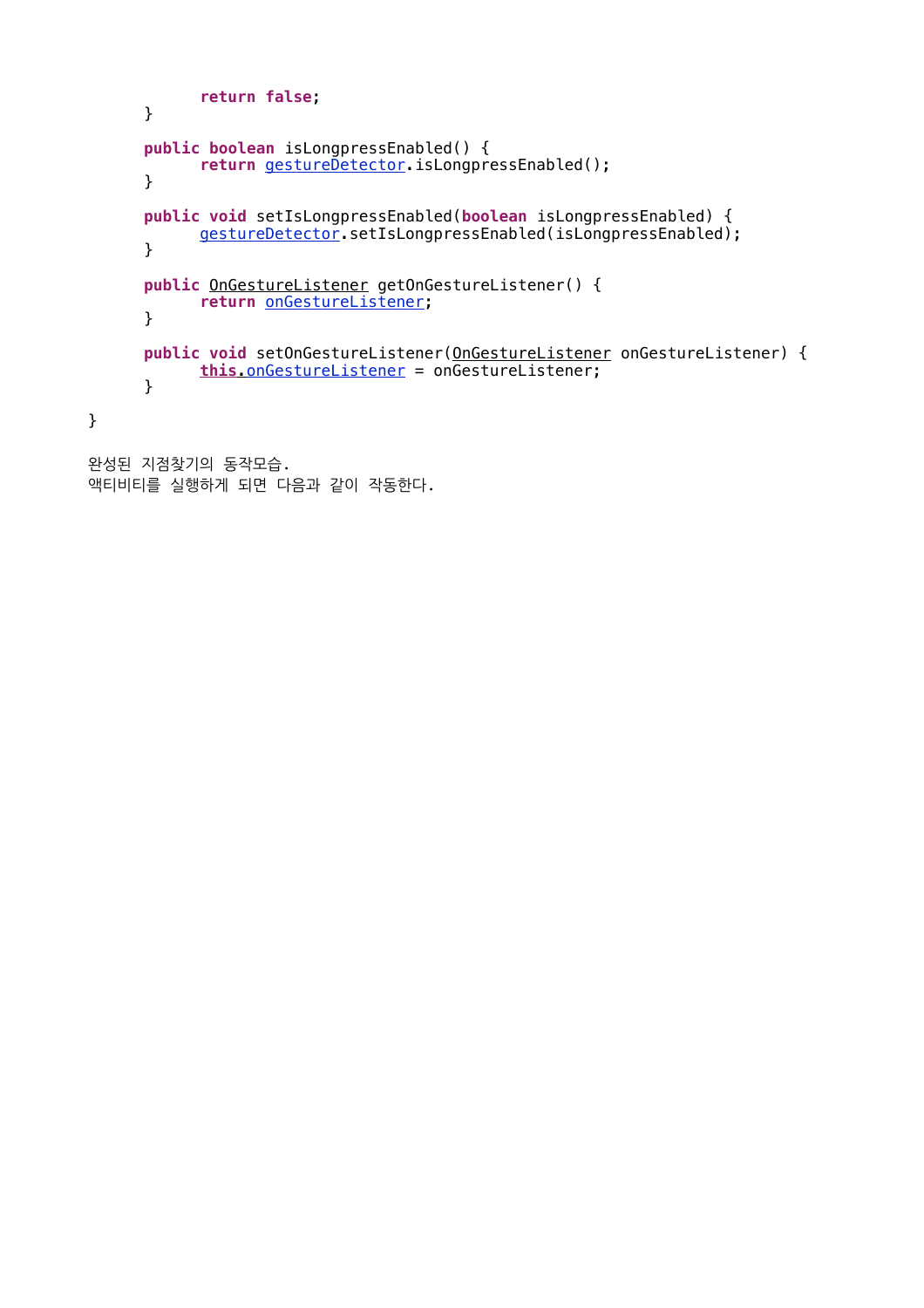```java
		return false;
	}

	public boolean isLongpressEnabled() {
		return gestureDetector.isLongpressEnabled();
	}

	public void setIsLongpressEnabled(boolean isLongpressEnabled) {
		gestureDetector.setIsLongpressEnabled(isLongpressEnabled);
	}

	public OnGestureListener getOnGestureListener() {
		return onGestureListener;
	}

	public void setOnGestureListener(OnGestureListener onGestureListener) {
		this.onGestureListener = onGestureListener;
	}

}
```

완성된 지점찾기의 동작모습.
액티비티를 실행하게 되면 다음과 같이 작동한다.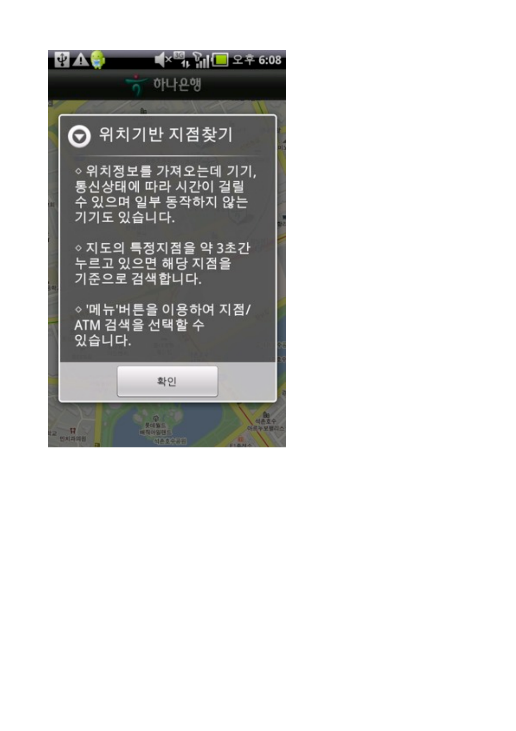하나은행

## 위치기반 지점찾기

◇ 위치정보를 가져오는데 기기, 통신상태에 따라 시간이 걸릴 수 있으며 일부 동작하지 않는 기기도 있습니다.

◇ 지도의 특정지점을 약 3초간 누르고 있으면 해당 지점을 기준으로 검색합니다.

◇ '메뉴'버튼을 이용하여 지점/ATM 검색을 선택할 수 있습니다.

확인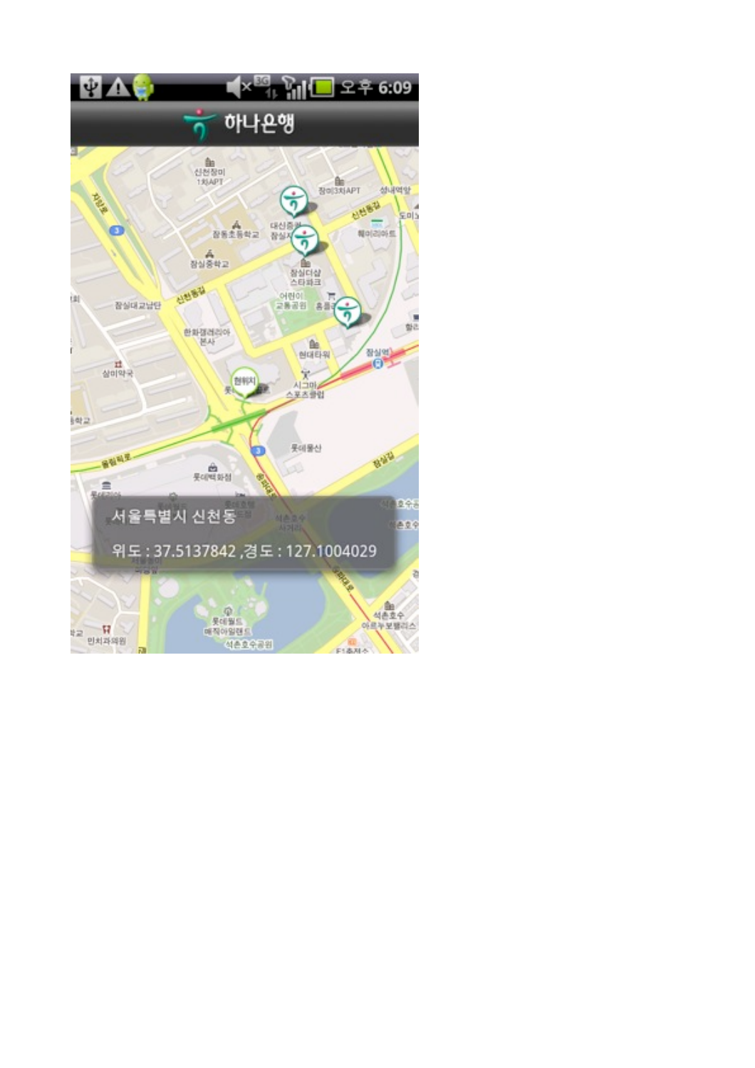하나은행

서울특별시 신천동

위도 : 37.5137842 ,경도 : 127.1004029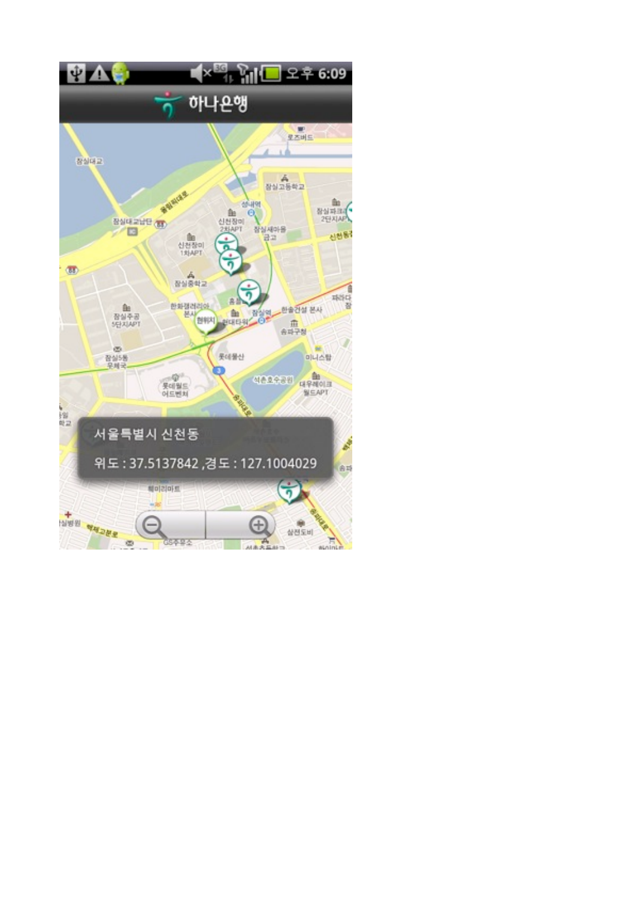하나은행

서울특별시 신천동

위도 : 37.5137842 ,경도 : 127.1004029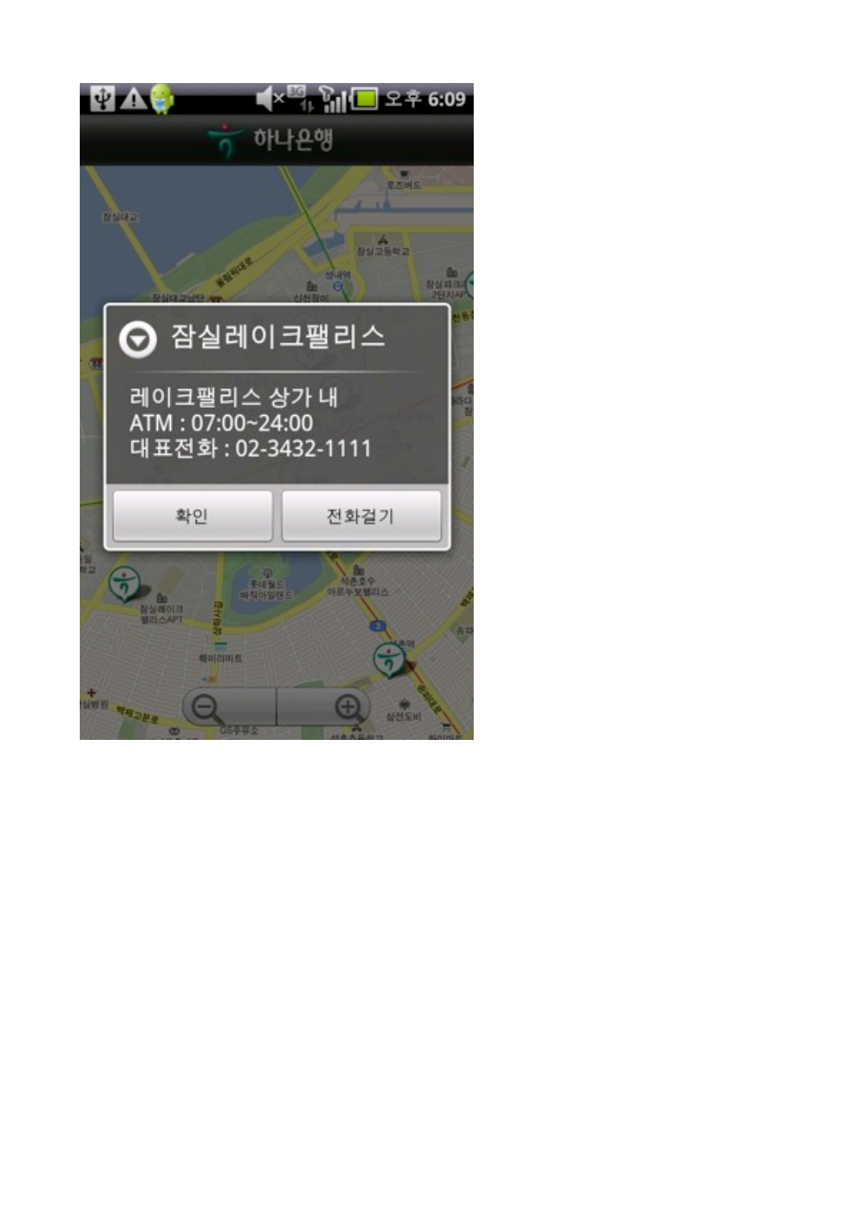하나은행

잠실레이크팰리스

레이크팰리스 상가 내
ATM : 07:00~24:00
대표전화 : 02-3432-1111

확인 | 전화걸기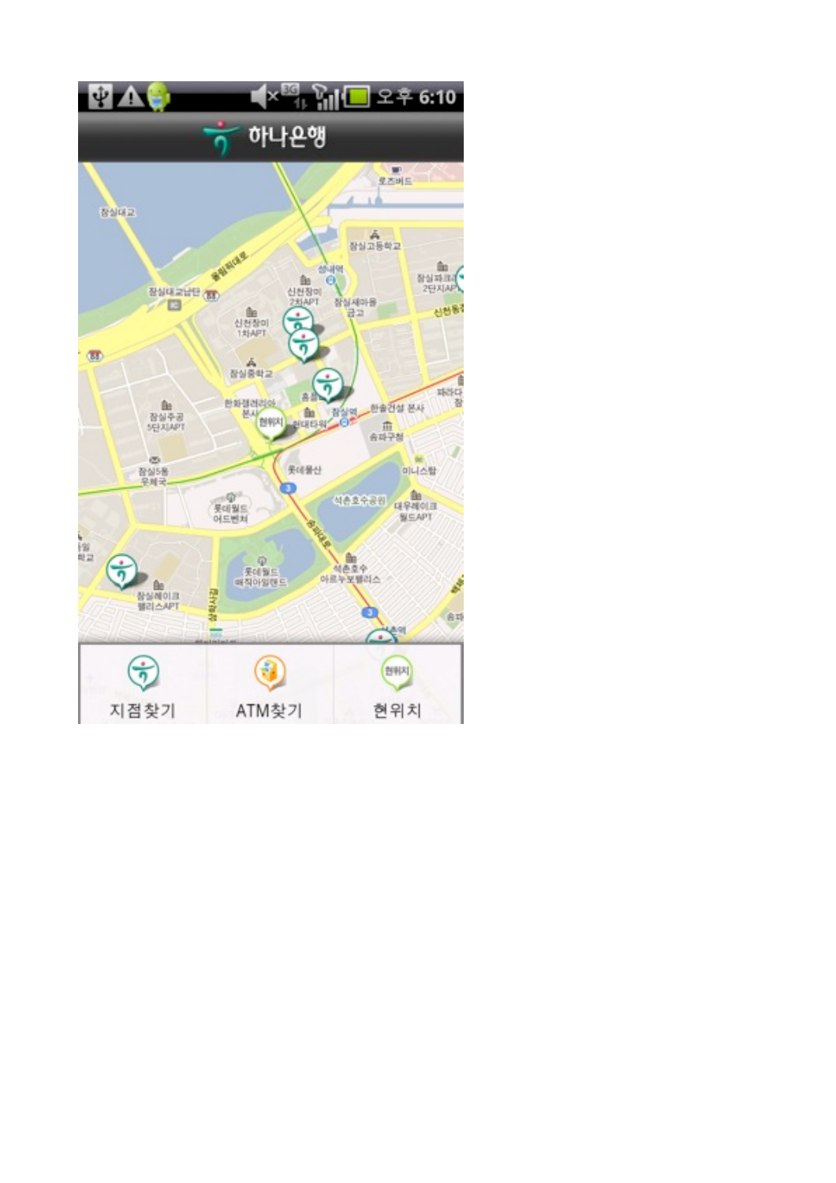하나은행

지점찾기 ATM찾기 현위치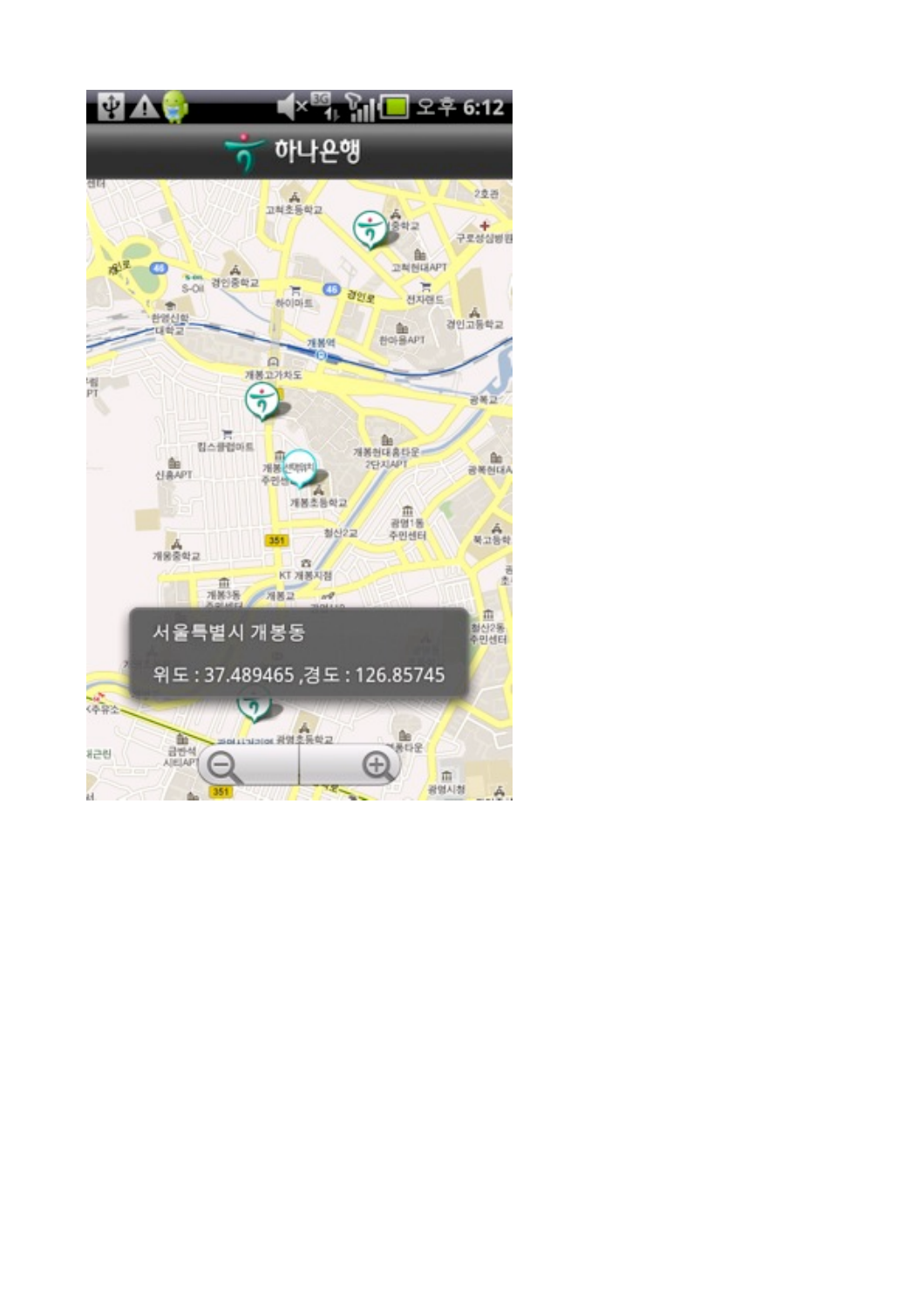하나은행

서울특별시 개봉동

위도 : 37.489465 ,경도 : 126.85745